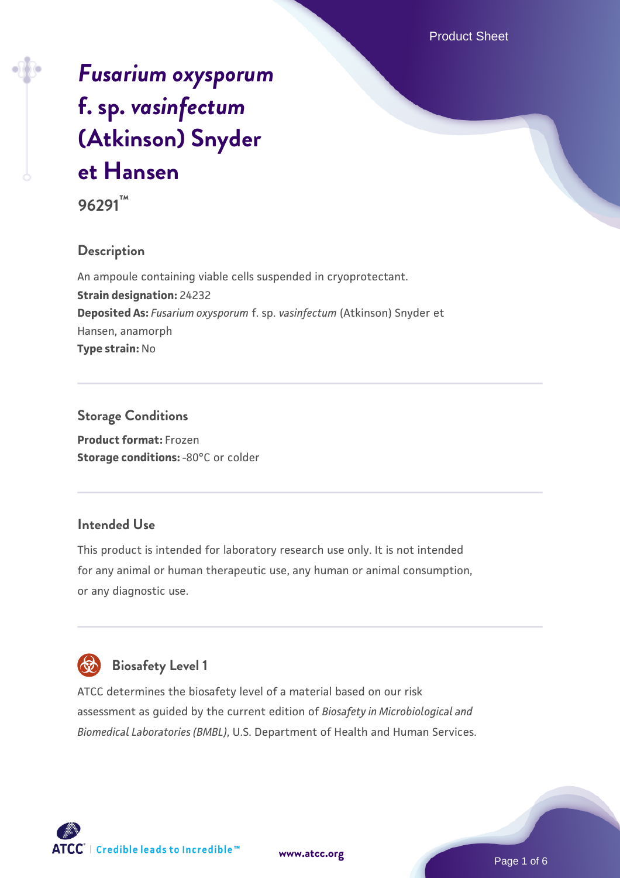# *Fusarium oxysporum* f. sp. *vasinfectum* (Atkinson) Snyder et Hansen

**96291™**

## Description

An ampoule containing viable cells suspended in cryoprotectant.

**Strain designation:** 24232

**Deposited As:** *Fusarium oxysporum* f. sp. *vasinfectum* (Atkinson) Snyder et Hansen, anamorph

**Type strain:** No

## Storage Conditions

**Product format:** Frozen

**Storage conditions:** -80°C or colder

## Intended Use

This product is intended for laboratory research use only. It is not intended for any animal or human therapeutic use, any human or animal consumption, or any diagnostic use.

## Biosafety Level 1

ATCC determines the biosafety level of a material based on our risk assessment as guided by the current edition of *Biosafety in Microbiological and Biomedical Laboratories (BMBL)*, U.S. Department of Health and Human Services.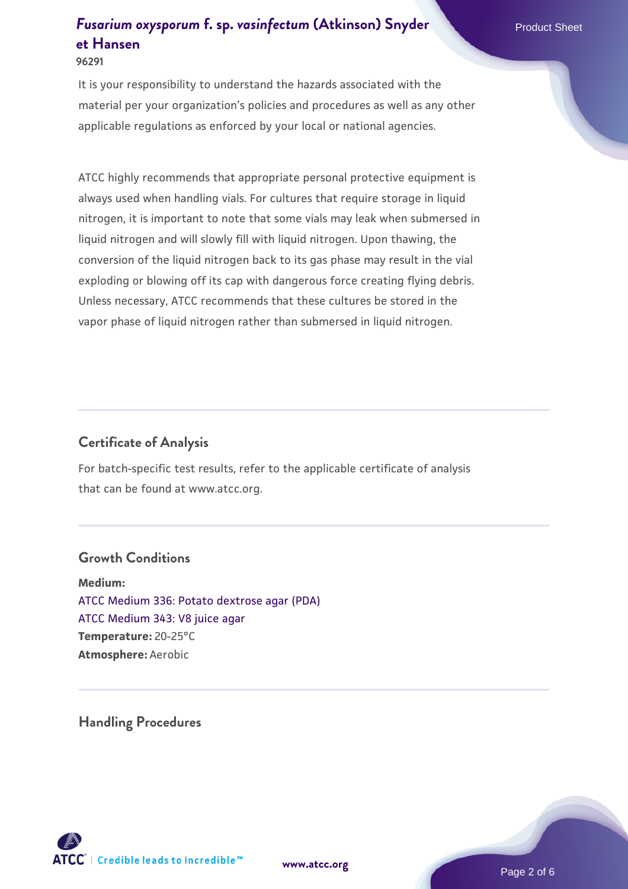It is your responsibility to understand the hazards associated with the material per your organization's policies and procedures as well as any other applicable regulations as enforced by your local or national agencies.

ATCC highly recommends that appropriate personal protective equipment is always used when handling vials. For cultures that require storage in liquid nitrogen, it is important to note that some vials may leak when submersed in liquid nitrogen and will slowly fill with liquid nitrogen. Upon thawing, the conversion of the liquid nitrogen back to its gas phase may result in the vial exploding or blowing off its cap with dangerous force creating flying debris. Unless necessary, ATCC recommends that these cultures be stored in the vapor phase of liquid nitrogen rather than submersed in liquid nitrogen.

## Certificate of Analysis

For batch-specific test results, refer to the applicable certificate of analysis that can be found at www.atcc.org.

## Growth Conditions

**Medium:**
ATCC Medium 336: Potato dextrose agar (PDA)
ATCC Medium 343: V8 juice agar
**Temperature:** 20-25°C
**Atmosphere:** Aerobic

## Handling Procedures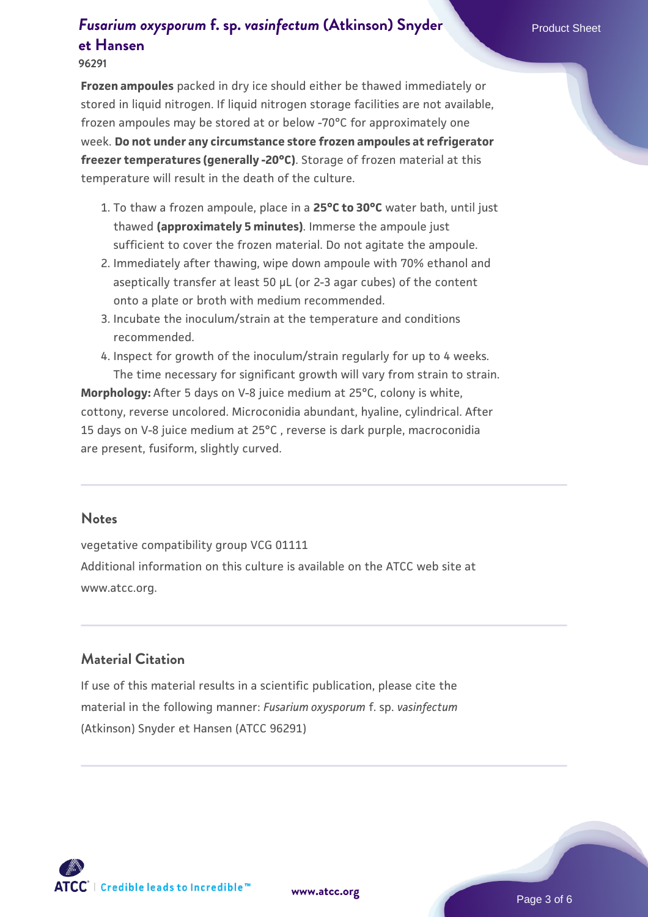**Frozen ampoules** packed in dry ice should either be thawed immediately or stored in liquid nitrogen. If liquid nitrogen storage facilities are not available, frozen ampoules may be stored at or below -70°C for approximately one week. **Do not under any circumstance store frozen ampoules at refrigerator freezer temperatures (generally -20°C)**. Storage of frozen material at this temperature will result in the death of the culture.

1. To thaw a frozen ampoule, place in a **25°C to 30°C** water bath, until just thawed **(approximately 5 minutes)**. Immerse the ampoule just sufficient to cover the frozen material. Do not agitate the ampoule.
2. Immediately after thawing, wipe down ampoule with 70% ethanol and aseptically transfer at least 50 µL (or 2-3 agar cubes) of the content onto a plate or broth with medium recommended.
3. Incubate the inoculum/strain at the temperature and conditions recommended.
4. Inspect for growth of the inoculum/strain regularly for up to 4 weeks. The time necessary for significant growth will vary from strain to strain.

**Morphology:** After 5 days on V-8 juice medium at 25°C, colony is white, cottony, reverse uncolored. Microconidia abundant, hyaline, cylindrical. After 15 days on V-8 juice medium at 25°C , reverse is dark purple, macroconidia are present, fusiform, slightly curved.

## Notes

vegetative compatibility group VCG 01111

Additional information on this culture is available on the ATCC web site at www.atcc.org.

## Material Citation

If use of this material results in a scientific publication, please cite the material in the following manner: *Fusarium oxysporum* f. sp. *vasinfectum* (Atkinson) Snyder et Hansen (ATCC 96291)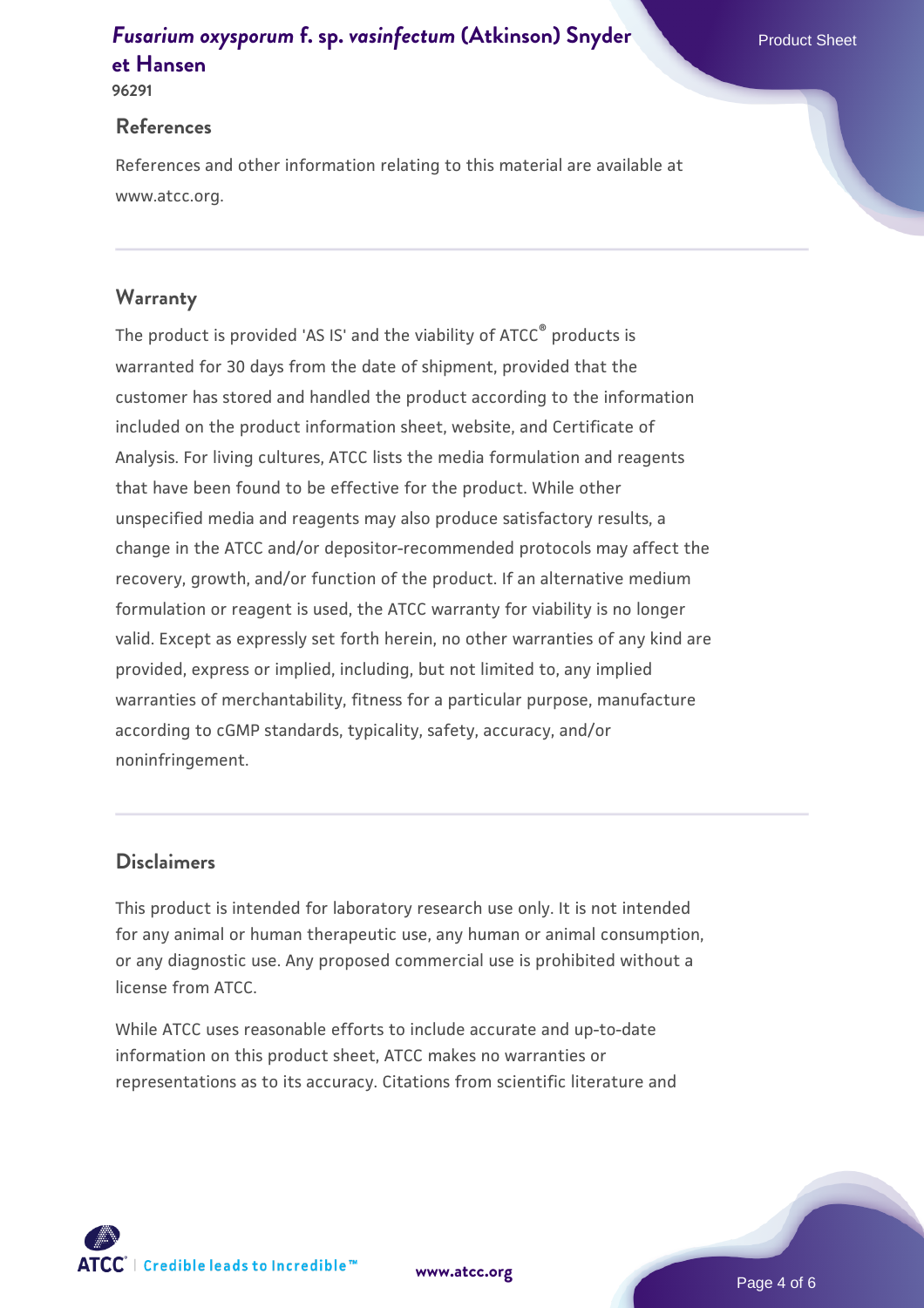## References

References and other information relating to this material are available at www.atcc.org.

## Warranty

The product is provided 'AS IS' and the viability of ATCC® products is warranted for 30 days from the date of shipment, provided that the customer has stored and handled the product according to the information included on the product information sheet, website, and Certificate of Analysis. For living cultures, ATCC lists the media formulation and reagents that have been found to be effective for the product. While other unspecified media and reagents may also produce satisfactory results, a change in the ATCC and/or depositor-recommended protocols may affect the recovery, growth, and/or function of the product. If an alternative medium formulation or reagent is used, the ATCC warranty for viability is no longer valid. Except as expressly set forth herein, no other warranties of any kind are provided, express or implied, including, but not limited to, any implied warranties of merchantability, fitness for a particular purpose, manufacture according to cGMP standards, typicality, safety, accuracy, and/or noninfringement.

## Disclaimers

This product is intended for laboratory research use only. It is not intended for any animal or human therapeutic use, any human or animal consumption, or any diagnostic use. Any proposed commercial use is prohibited without a license from ATCC.

While ATCC uses reasonable efforts to include accurate and up-to-date information on this product sheet, ATCC makes no warranties or representations as to its accuracy. Citations from scientific literature and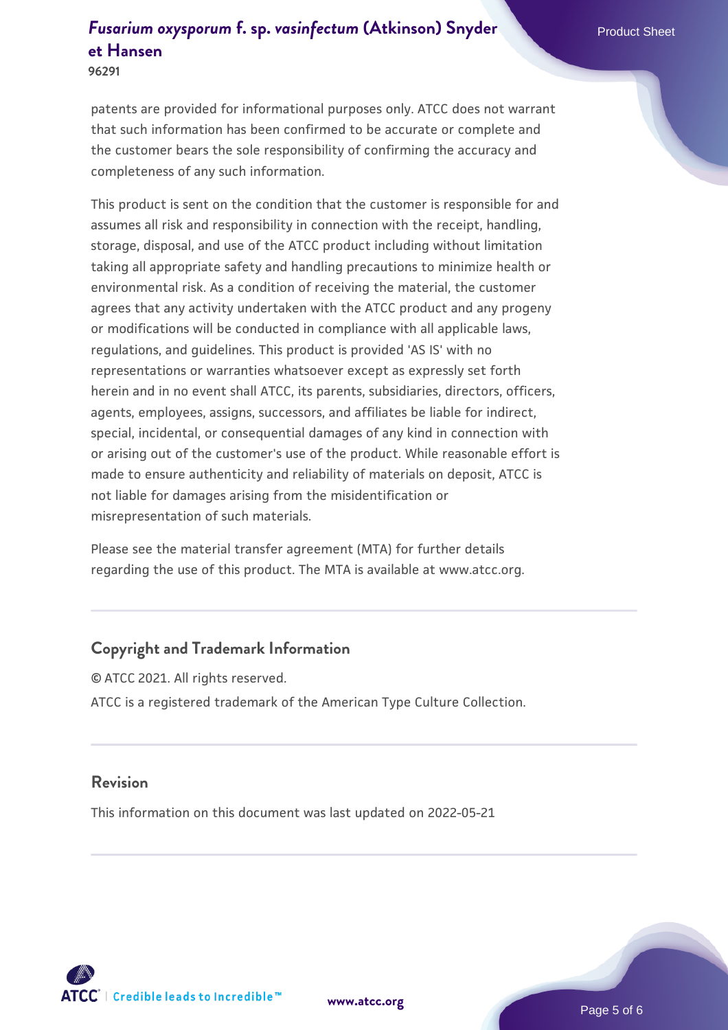patents are provided for informational purposes only. ATCC does not warrant that such information has been confirmed to be accurate or complete and the customer bears the sole responsibility of confirming the accuracy and completeness of any such information.

This product is sent on the condition that the customer is responsible for and assumes all risk and responsibility in connection with the receipt, handling, storage, disposal, and use of the ATCC product including without limitation taking all appropriate safety and handling precautions to minimize health or environmental risk. As a condition of receiving the material, the customer agrees that any activity undertaken with the ATCC product and any progeny or modifications will be conducted in compliance with all applicable laws, regulations, and guidelines. This product is provided 'AS IS' with no representations or warranties whatsoever except as expressly set forth herein and in no event shall ATCC, its parents, subsidiaries, directors, officers, agents, employees, assigns, successors, and affiliates be liable for indirect, special, incidental, or consequential damages of any kind in connection with or arising out of the customer's use of the product. While reasonable effort is made to ensure authenticity and reliability of materials on deposit, ATCC is not liable for damages arising from the misidentification or misrepresentation of such materials.

Please see the material transfer agreement (MTA) for further details regarding the use of this product. The MTA is available at www.atcc.org.

## Copyright and Trademark Information

© ATCC 2021. All rights reserved.

ATCC is a registered trademark of the American Type Culture Collection.

## Revision

This information on this document was last updated on 2022-05-21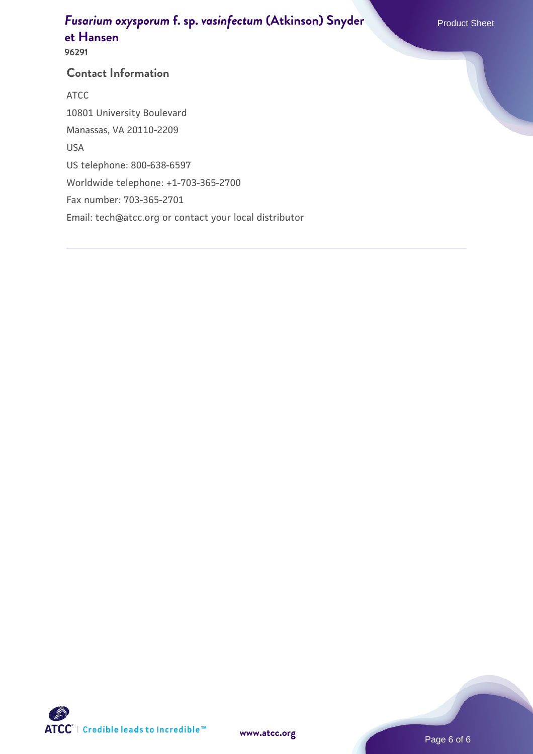## Contact Information

ATCC

10801 University Boulevard

Manassas, VA 20110-2209

USA

US telephone: 800-638-6597

Worldwide telephone: +1-703-365-2700

Fax number: 703-365-2701

Email: tech@atcc.org or contact your local distributor